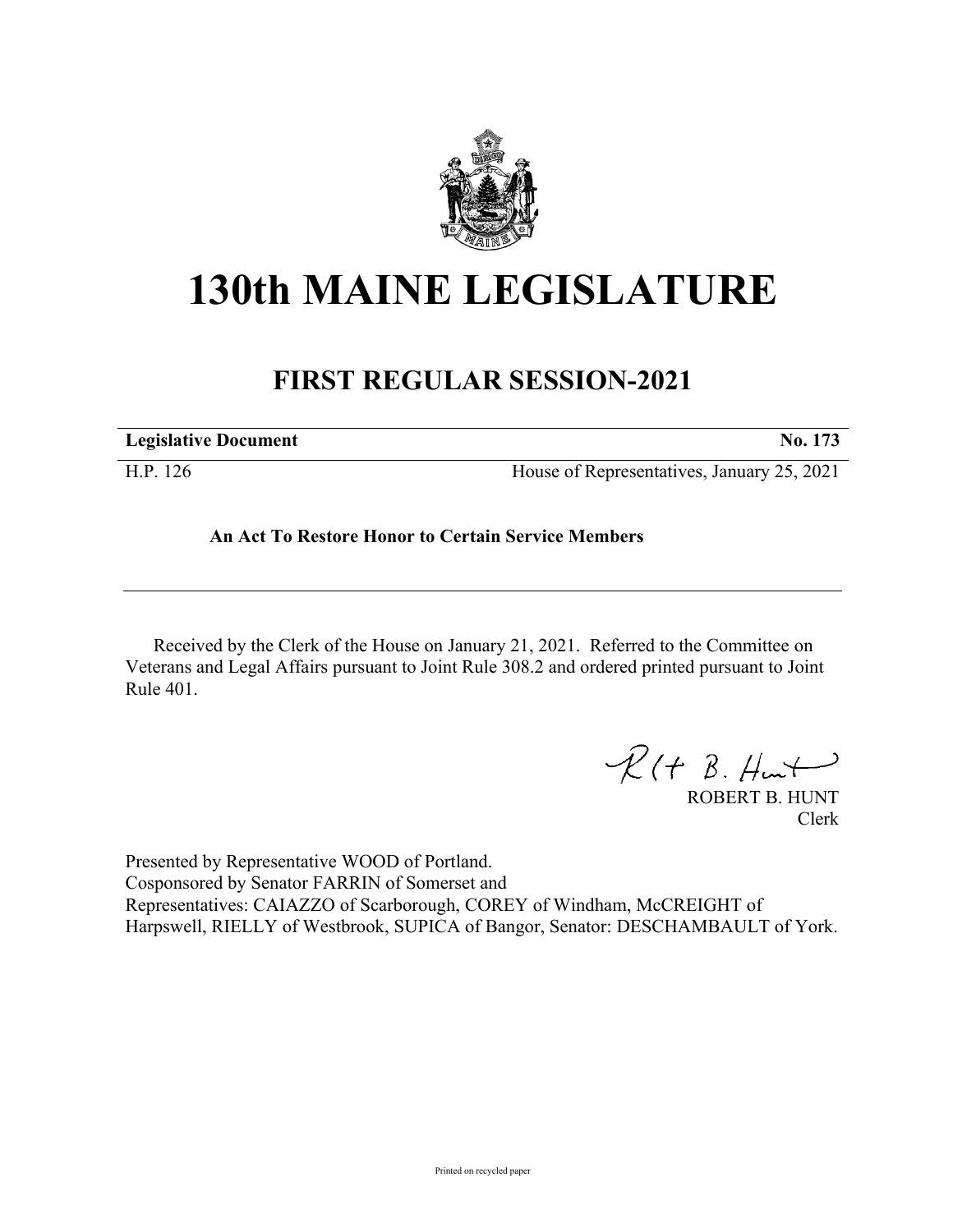# 130th MAINE LEGISLATURE

## FIRST REGULAR SESSION-2021

**Legislative Document** **No. 173**

H.P. 126 House of Representatives, January 25, 2021

**An Act To Restore Honor to Certain Service Members**

Received by the Clerk of the House on January 21, 2021. Referred to the Committee on Veterans and Legal Affairs pursuant to Joint Rule 308.2 and ordered printed pursuant to Joint Rule 401.

ROBERT B. HUNT
Clerk

Presented by Representative WOOD of Portland.
Cosponsored by Senator FARRIN of Somerset and
Representatives: CAIAZZO of Scarborough, COREY of Windham, McCREIGHT of Harpswell, RIELLY of Westbrook, SUPICA of Bangor, Senator: DESCHAMBAULT of York.

Printed on recycled paper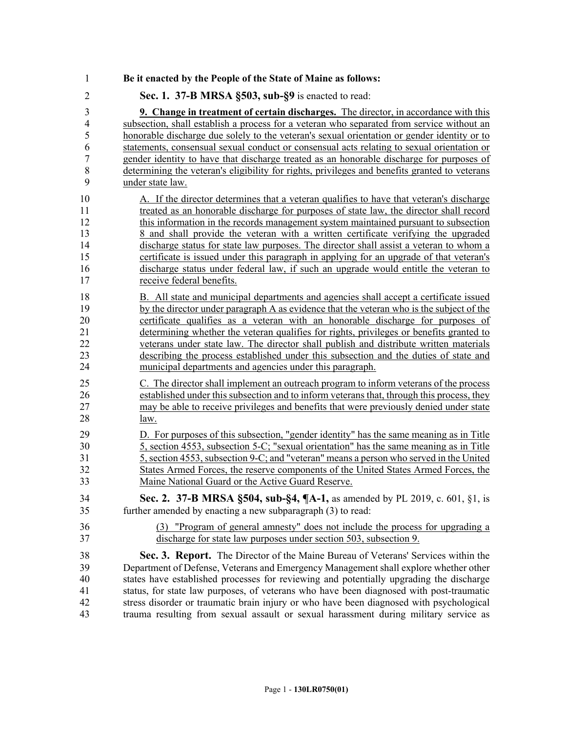**Be it enacted by the People of the State of Maine as follows:**

**Sec. 1. 37-B MRSA §503, sub-§9** is enacted to read:

**9. Change in treatment of certain discharges.** The director, in accordance with this subsection, shall establish a process for a veteran who separated from service without an honorable discharge due solely to the veteran's sexual orientation or gender identity or to statements, consensual sexual conduct or consensual acts relating to sexual orientation or gender identity to have that discharge treated as an honorable discharge for purposes of determining the veteran's eligibility for rights, privileges and benefits granted to veterans under state law.

A. If the director determines that a veteran qualifies to have that veteran's discharge treated as an honorable discharge for purposes of state law, the director shall record this information in the records management system maintained pursuant to subsection 8 and shall provide the veteran with a written certificate verifying the upgraded discharge status for state law purposes. The director shall assist a veteran to whom a certificate is issued under this paragraph in applying for an upgrade of that veteran's discharge status under federal law, if such an upgrade would entitle the veteran to receive federal benefits.

B. All state and municipal departments and agencies shall accept a certificate issued by the director under paragraph A as evidence that the veteran who is the subject of the certificate qualifies as a veteran with an honorable discharge for purposes of determining whether the veteran qualifies for rights, privileges or benefits granted to veterans under state law. The director shall publish and distribute written materials describing the process established under this subsection and the duties of state and municipal departments and agencies under this paragraph.

C. The director shall implement an outreach program to inform veterans of the process established under this subsection and to inform veterans that, through this process, they may be able to receive privileges and benefits that were previously denied under state law.

D. For purposes of this subsection, "gender identity" has the same meaning as in Title 5, section 4553, subsection 5-C; "sexual orientation" has the same meaning as in Title 5, section 4553, subsection 9-C; and "veteran" means a person who served in the United States Armed Forces, the reserve components of the United States Armed Forces, the Maine National Guard or the Active Guard Reserve.

**Sec. 2. 37-B MRSA §504, sub-§4, ¶A-1,** as amended by PL 2019, c. 601, §1, is further amended by enacting a new subparagraph (3) to read:

(3) "Program of general amnesty" does not include the process for upgrading a discharge for state law purposes under section 503, subsection 9.

**Sec. 3. Report.** The Director of the Maine Bureau of Veterans' Services within the Department of Defense, Veterans and Emergency Management shall explore whether other states have established processes for reviewing and potentially upgrading the discharge status, for state law purposes, of veterans who have been diagnosed with post-traumatic stress disorder or traumatic brain injury or who have been diagnosed with psychological trauma resulting from sexual assault or sexual harassment during military service as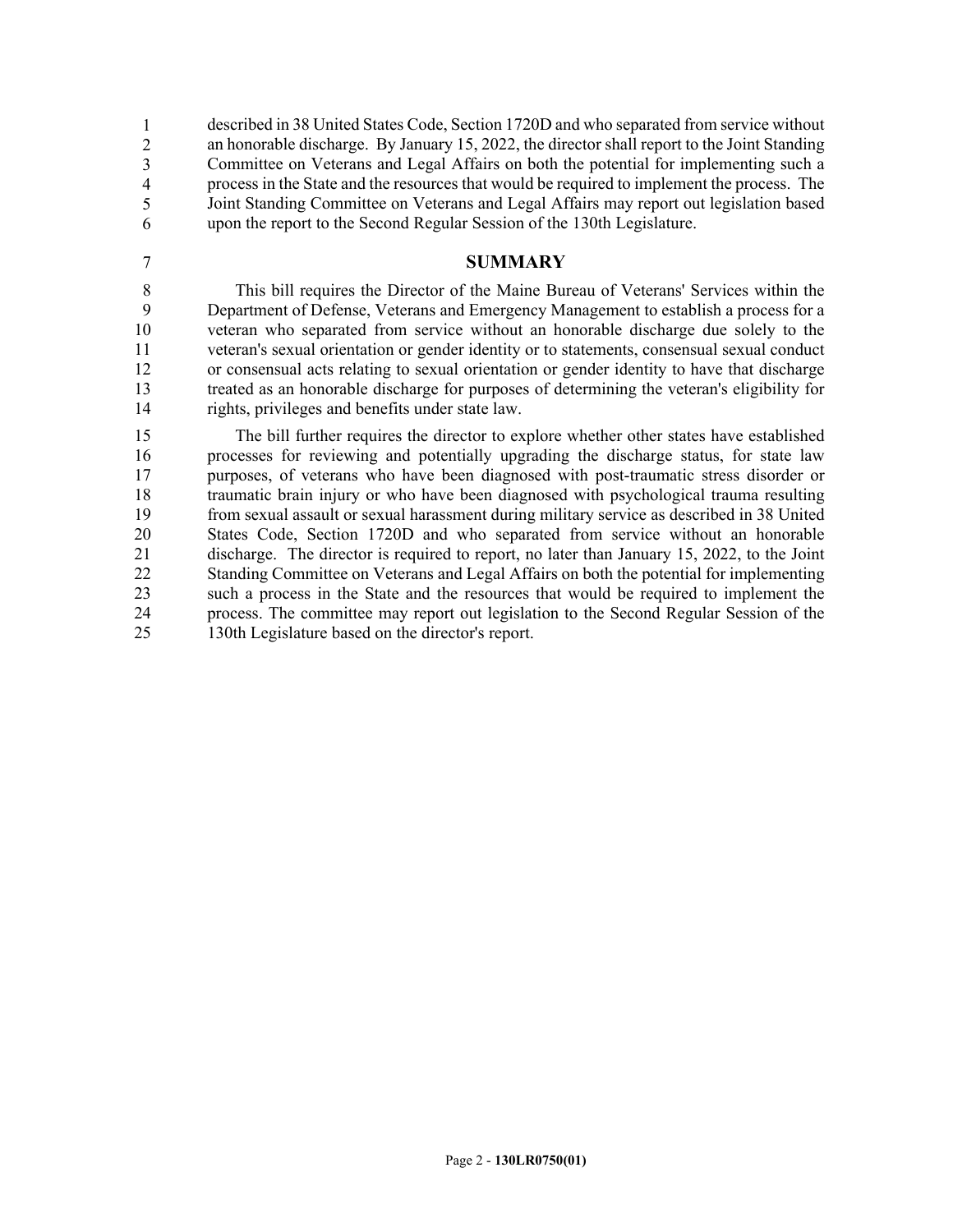described in 38 United States Code, Section 1720D and who separated from service without an honorable discharge. By January 15, 2022, the director shall report to the Joint Standing Committee on Veterans and Legal Affairs on both the potential for implementing such a process in the State and the resources that would be required to implement the process. The Joint Standing Committee on Veterans and Legal Affairs may report out legislation based upon the report to the Second Regular Session of the 130th Legislature.

## SUMMARY

This bill requires the Director of the Maine Bureau of Veterans' Services within the Department of Defense, Veterans and Emergency Management to establish a process for a veteran who separated from service without an honorable discharge due solely to the veteran's sexual orientation or gender identity or to statements, consensual sexual conduct or consensual acts relating to sexual orientation or gender identity to have that discharge treated as an honorable discharge for purposes of determining the veteran's eligibility for rights, privileges and benefits under state law.

The bill further requires the director to explore whether other states have established processes for reviewing and potentially upgrading the discharge status, for state law purposes, of veterans who have been diagnosed with post-traumatic stress disorder or traumatic brain injury or who have been diagnosed with psychological trauma resulting from sexual assault or sexual harassment during military service as described in 38 United States Code, Section 1720D and who separated from service without an honorable discharge. The director is required to report, no later than January 15, 2022, to the Joint Standing Committee on Veterans and Legal Affairs on both the potential for implementing such a process in the State and the resources that would be required to implement the process. The committee may report out legislation to the Second Regular Session of the 130th Legislature based on the director's report.